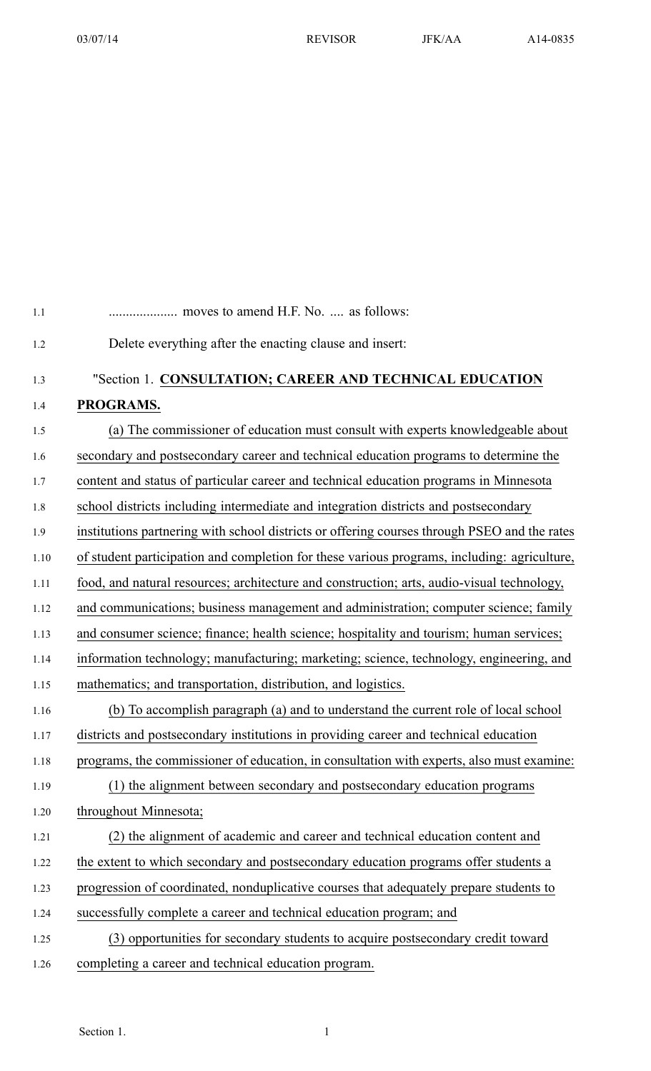.................... moves to amend H.F. No. .... as follows:

Delete everything after the enacting clause and insert:

"Section 1. **CONSULTATION; CAREER AND TECHNICAL EDUCATION PROGRAMS.**

(a) The commissioner of education must consult with experts knowledgeable about secondary and postsecondary career and technical education programs to determine the content and status of particular career and technical education programs in Minnesota school districts including intermediate and integration districts and postsecondary institutions partnering with school districts or offering courses through PSEO and the rates of student participation and completion for these various programs, including: agriculture, food, and natural resources; architecture and construction; arts, audio-visual technology, and communications; business management and administration; computer science; family and consumer science; finance; health science; hospitality and tourism; human services; information technology; manufacturing; marketing; science, technology, engineering, and mathematics; and transportation, distribution, and logistics.

(b) To accomplish paragraph (a) and to understand the current role of local school districts and postsecondary institutions in providing career and technical education programs, the commissioner of education, in consultation with experts, also must examine:

(1) the alignment between secondary and postsecondary education programs throughout Minnesota;

(2) the alignment of academic and career and technical education content and the extent to which secondary and postsecondary education programs offer students a progression of coordinated, nonduplicative courses that adequately prepare students to successfully complete a career and technical education program; and

(3) opportunities for secondary students to acquire postsecondary credit toward completing a career and technical education program.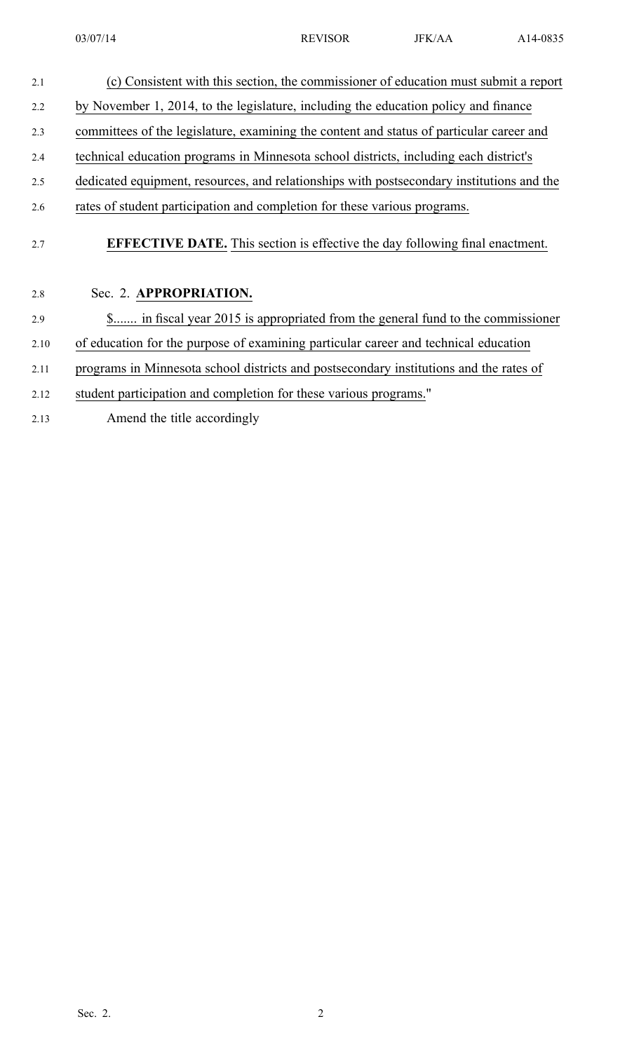(c) Consistent with this section, the commissioner of education must submit a report by November 1, 2014, to the legislature, including the education policy and finance committees of the legislature, examining the content and status of particular career and technical education programs in Minnesota school districts, including each district's dedicated equipment, resources, and relationships with postsecondary institutions and the rates of student participation and completion for these various programs.

**EFFECTIVE DATE.** This section is effective the day following final enactment.

Sec. 2. **APPROPRIATION.**

$....... in fiscal year 2015 is appropriated from the general fund to the commissioner of education for the purpose of examining particular career and technical education programs in Minnesota school districts and postsecondary institutions and the rates of student participation and completion for these various programs."

Amend the title accordingly